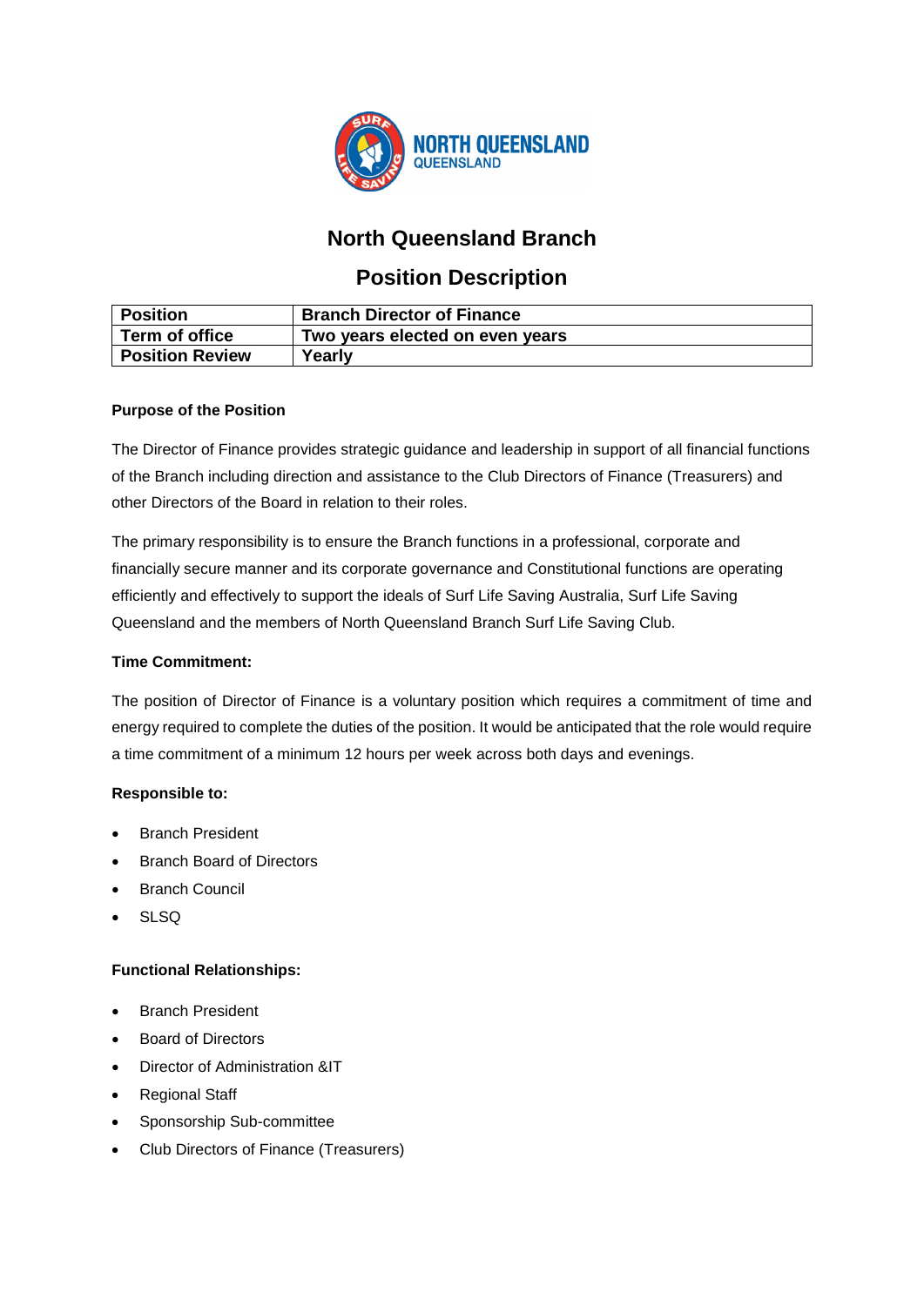# North Queensland Branch

## Position Description

| Position | Branch Director of Finance |
| --- | --- |
| Term of office | Two years elected on even years |
| Position Review | Yearly |

**Purpose of the Position**

The Director of Finance provides strategic guidance and leadership in support of all financial functions of the Branch including direction and assistance to the Club Directors of Finance (Treasurers) and other Directors of the Board in relation to their roles.

The primary responsibility is to ensure the Branch functions in a professional, corporate and financially secure manner and its corporate governance and Constitutional functions are operating efficiently and effectively to support the ideals of Surf Life Saving Australia, Surf Life Saving Queensland and the members of North Queensland Branch Surf Life Saving Club.

**Time Commitment:**

The position of Director of Finance is a voluntary position which requires a commitment of time and energy required to complete the duties of the position. It would be anticipated that the role would require a time commitment of a minimum 12 hours per week across both days and evenings.

**Responsible to:**

- Branch President
- Branch Board of Directors
- Branch Council
- SLSQ

**Functional Relationships:**

- Branch President
- Board of Directors
- Director of Administration &IT
- Regional Staff
- Sponsorship Sub-committee
- Club Directors of Finance (Treasurers)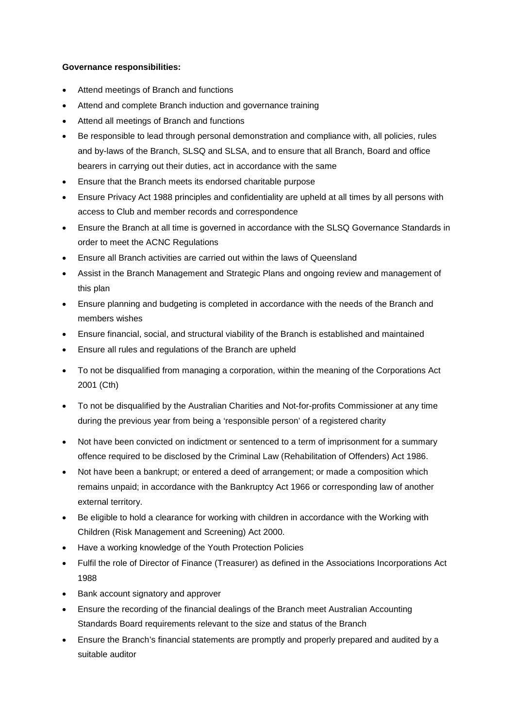**Governance responsibilities:**

- Attend meetings of Branch and functions
- Attend and complete Branch induction and governance training
- Attend all meetings of Branch and functions
- Be responsible to lead through personal demonstration and compliance with, all policies, rules and by-laws of the Branch, SLSQ and SLSA, and to ensure that all Branch, Board and office bearers in carrying out their duties, act in accordance with the same
- Ensure that the Branch meets its endorsed charitable purpose
- Ensure Privacy Act 1988 principles and confidentiality are upheld at all times by all persons with access to Club and member records and correspondence
- Ensure the Branch at all time is governed in accordance with the SLSQ Governance Standards in order to meet the ACNC Regulations
- Ensure all Branch activities are carried out within the laws of Queensland
- Assist in the Branch Management and Strategic Plans and ongoing review and management of this plan
- Ensure planning and budgeting is completed in accordance with the needs of the Branch and members wishes
- Ensure financial, social, and structural viability of the Branch is established and maintained
- Ensure all rules and regulations of the Branch are upheld
- To not be disqualified from managing a corporation, within the meaning of the Corporations Act 2001 (Cth)
- To not be disqualified by the Australian Charities and Not-for-profits Commissioner at any time during the previous year from being a 'responsible person' of a registered charity
- Not have been convicted on indictment or sentenced to a term of imprisonment for a summary offence required to be disclosed by the Criminal Law (Rehabilitation of Offenders) Act 1986.
- Not have been a bankrupt; or entered a deed of arrangement; or made a composition which remains unpaid; in accordance with the Bankruptcy Act 1966 or corresponding law of another external territory.
- Be eligible to hold a clearance for working with children in accordance with the Working with Children (Risk Management and Screening) Act 2000.
- Have a working knowledge of the Youth Protection Policies
- Fulfil the role of Director of Finance (Treasurer) as defined in the Associations Incorporations Act 1988
- Bank account signatory and approver
- Ensure the recording of the financial dealings of the Branch meet Australian Accounting Standards Board requirements relevant to the size and status of the Branch
- Ensure the Branch's financial statements are promptly and properly prepared and audited by a suitable auditor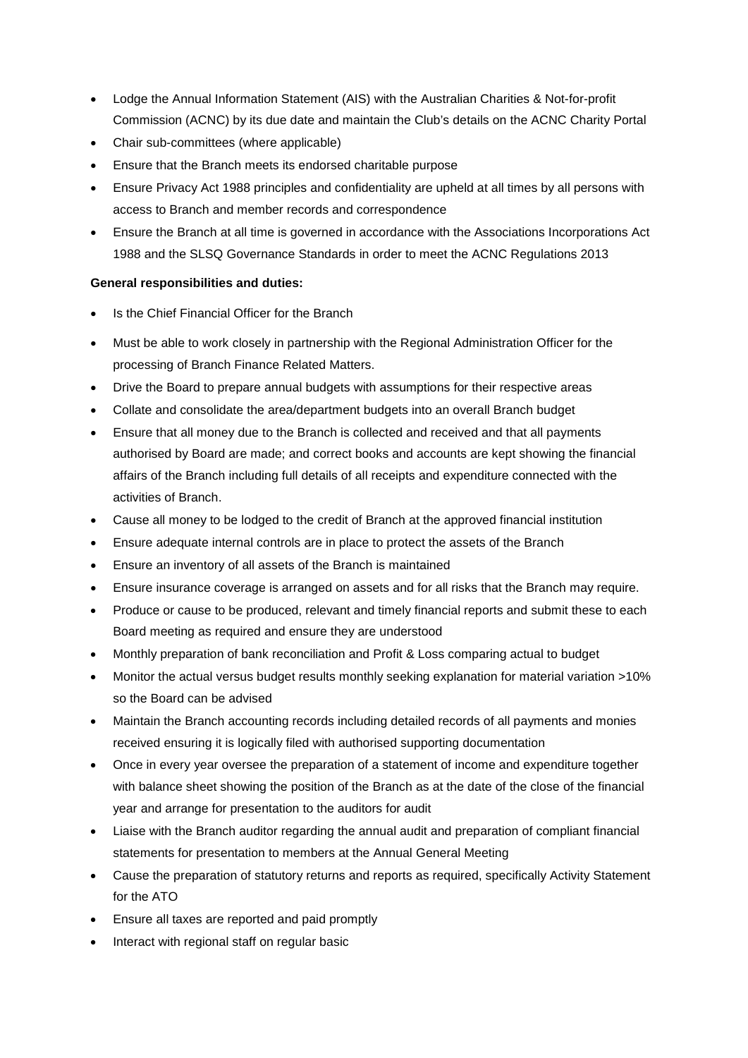- Lodge the Annual Information Statement (AIS) with the Australian Charities & Not-for-profit Commission (ACNC) by its due date and maintain the Club's details on the ACNC Charity Portal
- Chair sub-committees (where applicable)
- Ensure that the Branch meets its endorsed charitable purpose
- Ensure Privacy Act 1988 principles and confidentiality are upheld at all times by all persons with access to Branch and member records and correspondence
- Ensure the Branch at all time is governed in accordance with the Associations Incorporations Act 1988 and the SLSQ Governance Standards in order to meet the ACNC Regulations 2013

**General responsibilities and duties:**

- Is the Chief Financial Officer for the Branch
- Must be able to work closely in partnership with the Regional Administration Officer for the processing of Branch Finance Related Matters.
- Drive the Board to prepare annual budgets with assumptions for their respective areas
- Collate and consolidate the area/department budgets into an overall Branch budget
- Ensure that all money due to the Branch is collected and received and that all payments authorised by Board are made; and correct books and accounts are kept showing the financial affairs of the Branch including full details of all receipts and expenditure connected with the activities of Branch.
- Cause all money to be lodged to the credit of Branch at the approved financial institution
- Ensure adequate internal controls are in place to protect the assets of the Branch
- Ensure an inventory of all assets of the Branch is maintained
- Ensure insurance coverage is arranged on assets and for all risks that the Branch may require.
- Produce or cause to be produced, relevant and timely financial reports and submit these to each Board meeting as required and ensure they are understood
- Monthly preparation of bank reconciliation and Profit & Loss comparing actual to budget
- Monitor the actual versus budget results monthly seeking explanation for material variation >10% so the Board can be advised
- Maintain the Branch accounting records including detailed records of all payments and monies received ensuring it is logically filed with authorised supporting documentation
- Once in every year oversee the preparation of a statement of income and expenditure together with balance sheet showing the position of the Branch as at the date of the close of the financial year and arrange for presentation to the auditors for audit
- Liaise with the Branch auditor regarding the annual audit and preparation of compliant financial statements for presentation to members at the Annual General Meeting
- Cause the preparation of statutory returns and reports as required, specifically Activity Statement for the ATO
- Ensure all taxes are reported and paid promptly
- Interact with regional staff on regular basic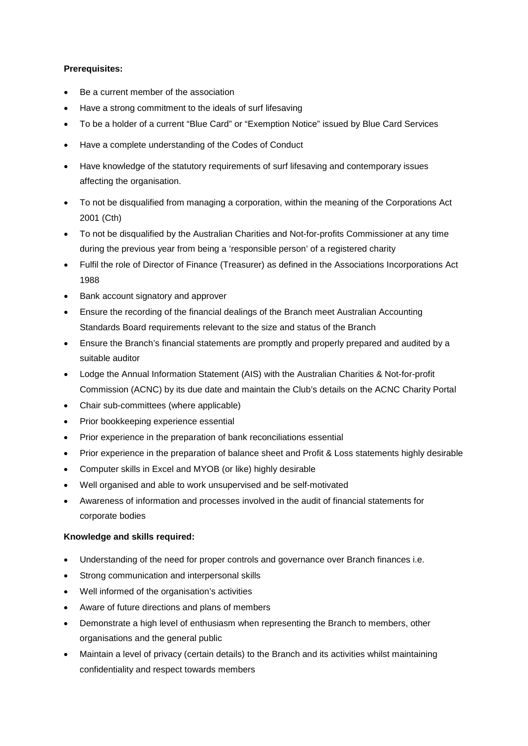**Prerequisites:**

- Be a current member of the association
- Have a strong commitment to the ideals of surf lifesaving
- To be a holder of a current "Blue Card" or "Exemption Notice" issued by Blue Card Services
- Have a complete understanding of the Codes of Conduct
- Have knowledge of the statutory requirements of surf lifesaving and contemporary issues affecting the organisation.
- To not be disqualified from managing a corporation, within the meaning of the Corporations Act 2001 (Cth)
- To not be disqualified by the Australian Charities and Not-for-profits Commissioner at any time during the previous year from being a 'responsible person' of a registered charity
- Fulfil the role of Director of Finance (Treasurer) as defined in the Associations Incorporations Act 1988
- Bank account signatory and approver
- Ensure the recording of the financial dealings of the Branch meet Australian Accounting Standards Board requirements relevant to the size and status of the Branch
- Ensure the Branch's financial statements are promptly and properly prepared and audited by a suitable auditor
- Lodge the Annual Information Statement (AIS) with the Australian Charities & Not-for-profit Commission (ACNC) by its due date and maintain the Club's details on the ACNC Charity Portal
- Chair sub-committees (where applicable)
- Prior bookkeeping experience essential
- Prior experience in the preparation of bank reconciliations essential
- Prior experience in the preparation of balance sheet and Profit & Loss statements highly desirable
- Computer skills in Excel and MYOB (or like) highly desirable
- Well organised and able to work unsupervised and be self-motivated
- Awareness of information and processes involved in the audit of financial statements for corporate bodies

**Knowledge and skills required:**

- Understanding of the need for proper controls and governance over Branch finances i.e.
- Strong communication and interpersonal skills
- Well informed of the organisation's activities
- Aware of future directions and plans of members
- Demonstrate a high level of enthusiasm when representing the Branch to members, other organisations and the general public
- Maintain a level of privacy (certain details) to the Branch and its activities whilst maintaining confidentiality and respect towards members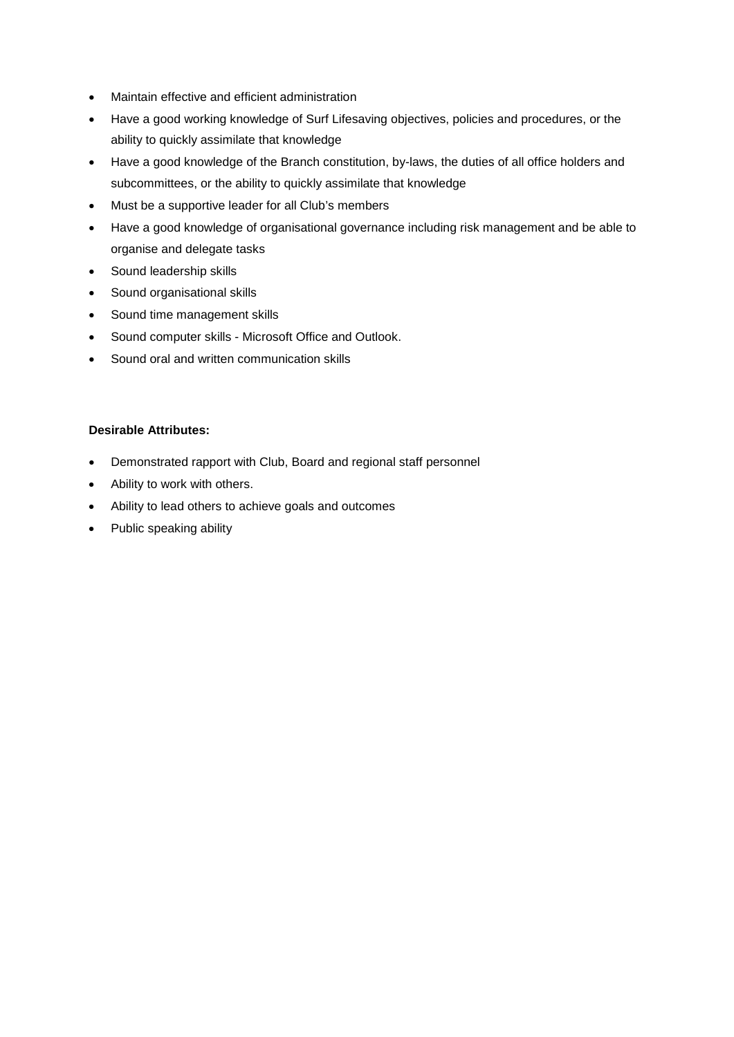- Maintain effective and efficient administration
- Have a good working knowledge of Surf Lifesaving objectives, policies and procedures, or the ability to quickly assimilate that knowledge
- Have a good knowledge of the Branch constitution, by-laws, the duties of all office holders and subcommittees, or the ability to quickly assimilate that knowledge
- Must be a supportive leader for all Club's members
- Have a good knowledge of organisational governance including risk management and be able to organise and delegate tasks
- Sound leadership skills
- Sound organisational skills
- Sound time management skills
- Sound computer skills - Microsoft Office and Outlook.
- Sound oral and written communication skills

**Desirable Attributes:**

- Demonstrated rapport with Club, Board and regional staff personnel
- Ability to work with others.
- Ability to lead others to achieve goals and outcomes
- Public speaking ability